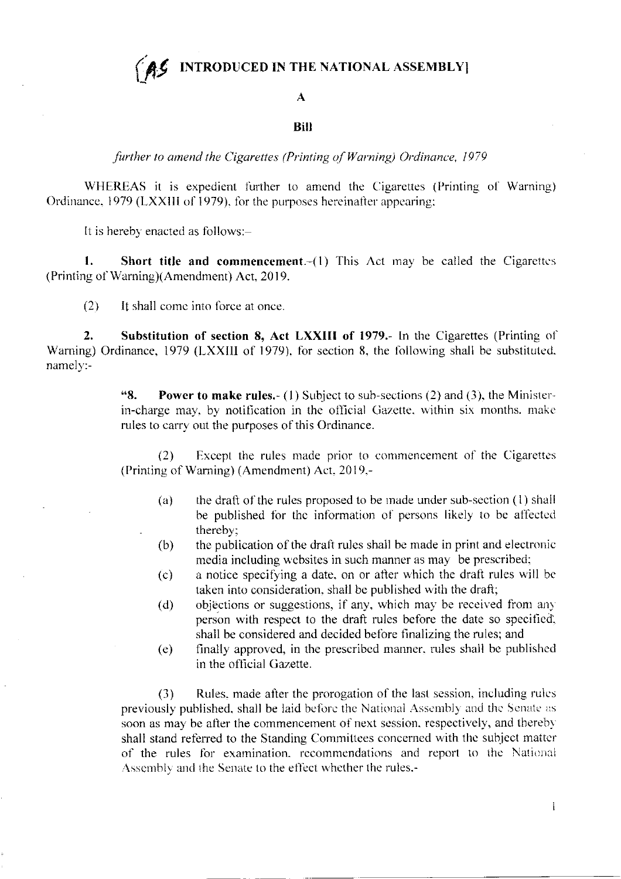# [AS INTRODUCED IN THE NATIONAL ASSEMBLY]

## A

## Bill

*further to amend the Cigarettes (Printing of Warning) Ordinance, 1979*

WHEREAS it is expedient further to amend the Cigarettes (Printing of Warning) Ordinance, 1979 (LXXIII of 1979), for the purposes hereinafter appearing;

It is hereby enacted as follows:-

**1. Short title and commencement.**-(1) This Act may be called the Cigarettes (Printing of Warning)(Amendment) Act, 2019.

(2) It shall come into force at once.

**2. Substitution of section 8, Act LXXIII of 1979.**- In the Cigarettes (Printing of Warning) Ordinance, 1979 (LXXIII of 1979), for section 8, the following shall be substituted, namely:-

> "**8. Power to make rules.**- (1) Subject to sub-sections (2) and (3), the Minister-in-charge may, by notification in the official Gazette, within six months, make rules to carry out the purposes of this Ordinance.
>
> (2) Except the rules made prior to commencement of the Cigarettes (Printing of Warning) (Amendment) Act, 2019,-
>
> (a) the draft of the rules proposed to be made under sub-section (1) shall be published for the information of persons likely to be affected thereby;
>
> (b) the publication of the draft rules shall be made in print and electronic media including websites in such manner as may be prescribed;
>
> (c) a notice specifying a date, on or after which the draft rules will be taken into consideration, shall be published with the draft;
>
> (d) objections or suggestions, if any, which may be received from any person with respect to the draft rules before the date so specified, shall be considered and decided before finalizing the rules; and
>
> (e) finally approved, in the prescribed manner, rules shall be published in the official Gazette.
>
> (3) Rules, made after the prorogation of the last session, including rules previously published, shall be laid before the National Assembly and the Senate as soon as may be after the commencement of next session, respectively, and thereby shall stand referred to the Standing Committees concerned with the subject matter of the rules for examination, recommendations and report to the National Assembly and the Senate to the effect whether the rules,-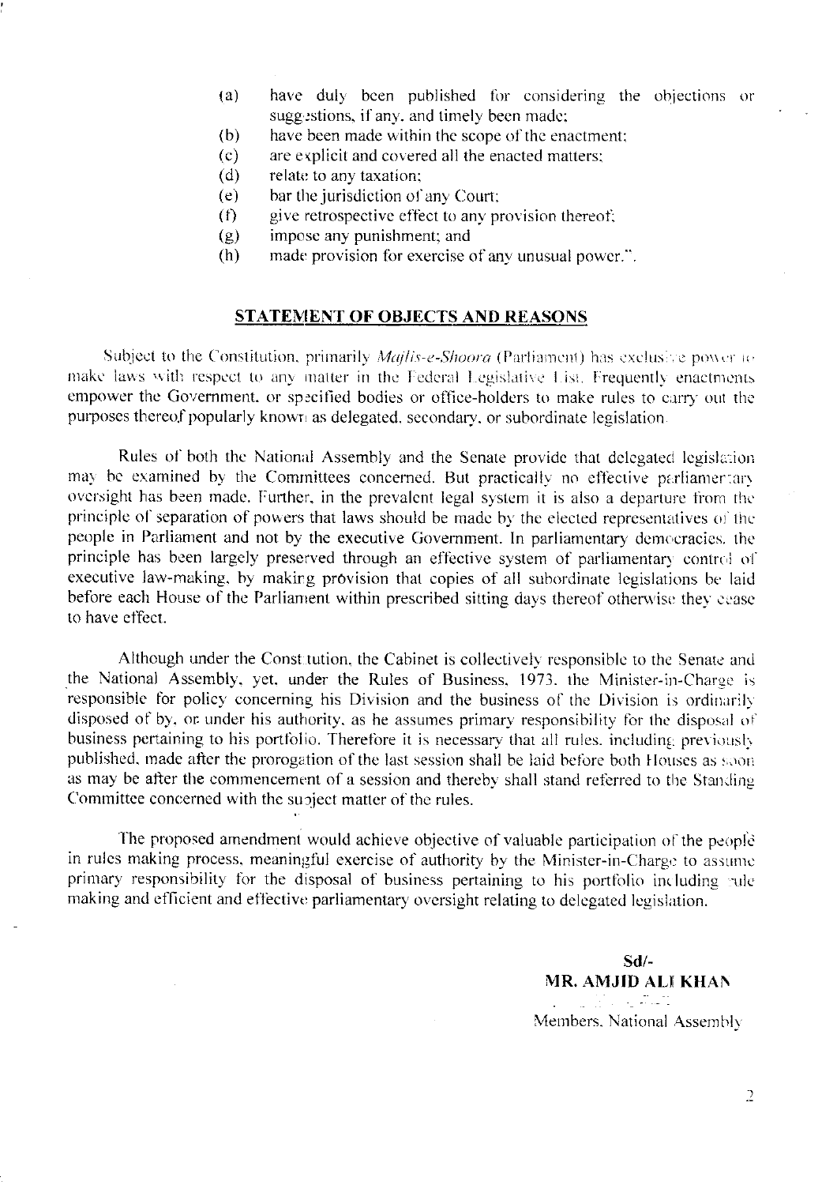(a) have duly been published for considering the objections or suggestions, if any, and timely been made;
(b) have been made within the scope of the enactment;
(c) are explicit and covered all the enacted matters;
(d) relate to any taxation;
(e) bar the jurisdiction of any Court;
(f) give retrospective effect to any provision thereof;
(g) impose any punishment; and
(h) made provision for exercise of any unusual power.".

## STATEMENT OF OBJECTS AND REASONS

Subject to the Constitution, primarily *Majlis-e-Shoora* (Parliament) has exclusive power to make laws with respect to any matter in the Federal Legislative List. Frequently enactments empower the Government, or specified bodies or office-holders to make rules to carry out the purposes thereof popularly known as delegated, secondary, or subordinate legislation.

Rules of both the National Assembly and the Senate provide that delegated legislation may be examined by the Committees concerned. But practically no effective parliamentary oversight has been made. Further, in the prevalent legal system it is also a departure from the principle of separation of powers that laws should be made by the elected representatives of the people in Parliament and not by the executive Government. In parliamentary democracies, the principle has been largely preserved through an effective system of parliamentary control of executive law-making, by making provision that copies of all subordinate legislations be laid before each House of the Parliament within prescribed sitting days thereof otherwise they cease to have effect.

Although under the Constitution, the Cabinet is collectively responsible to the Senate and the National Assembly, yet, under the Rules of Business, 1973, the Minister-in-Charge is responsible for policy concerning his Division and the business of the Division is ordinarily disposed of by, or under his authority, as he assumes primary responsibility for the disposal of business pertaining to his portfolio. Therefore it is necessary that all rules, including previously published, made after the prorogation of the last session shall be laid before both Houses as soon as may be after the commencement of a session and thereby shall stand referred to the Standing Committee concerned with the subject matter of the rules.

The proposed amendment would achieve objective of valuable participation of the people in rules making process, meaningful exercise of authority by the Minister-in-Charge to assume primary responsibility for the disposal of business pertaining to his portfolio including rule making and efficient and effective parliamentary oversight relating to delegated legislation.

**Sd/-**
**MR. AMJID ALI KHAN**

Members, National Assembly